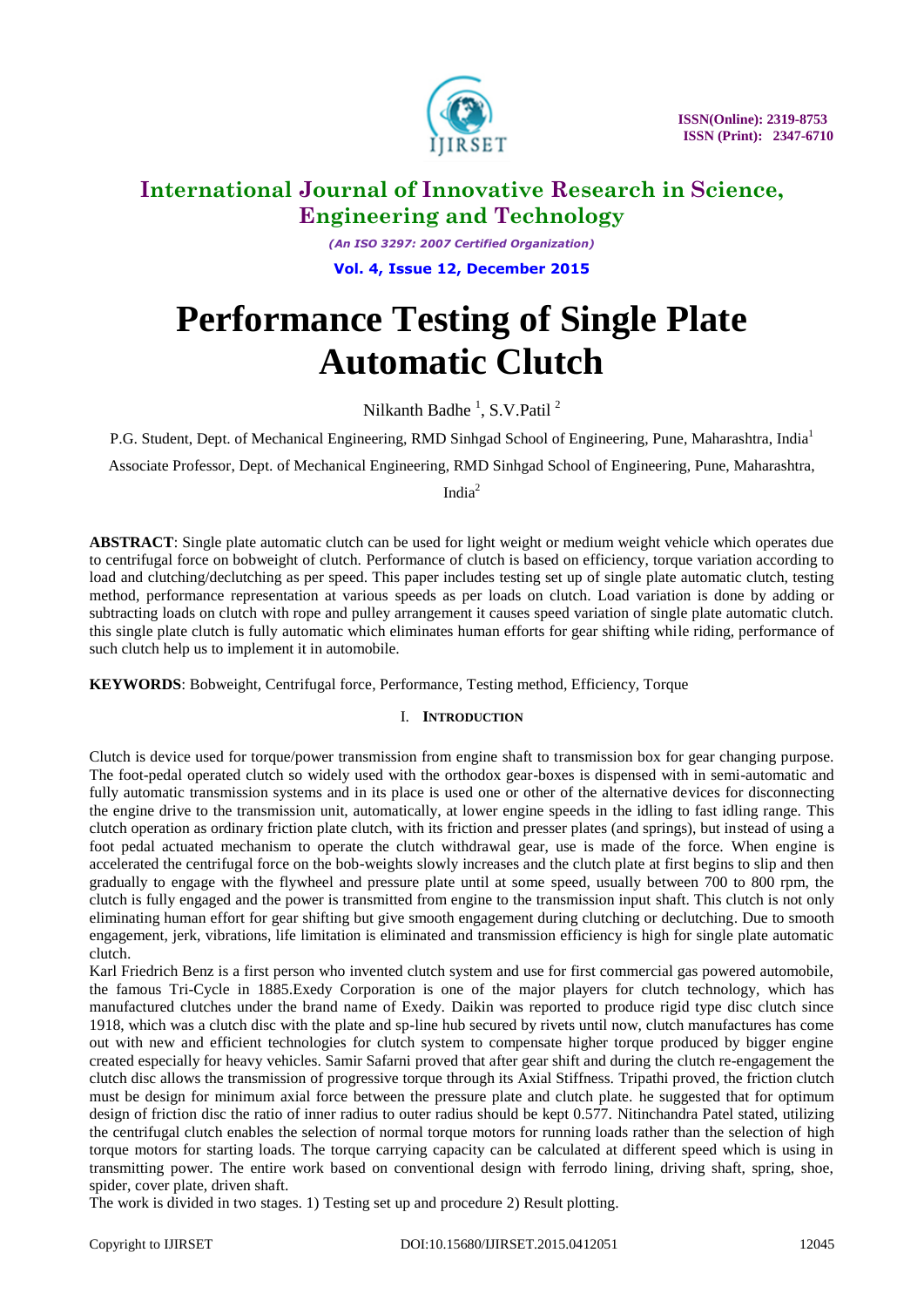# International Journal of Innovative Research in Science, Engineering and Technology

*(An ISO 3297: 2007 Certified Organization)*

**Vol. 4, Issue 12, December 2015**

# Performance Testing of Single Plate Automatic Clutch

Nilkanth Badhe [1], S.V.Patil [2]

P.G. Student, Dept. of Mechanical Engineering, RMD Sinhgad School of Engineering, Pune, Maharashtra, India[1]

Associate Professor, Dept. of Mechanical Engineering, RMD Sinhgad School of Engineering, Pune, Maharashtra, India[2]

**ABSTRACT**: Single plate automatic clutch can be used for light weight or medium weight vehicle which operates due to centrifugal force on bobweight of clutch. Performance of clutch is based on efficiency, torque variation according to load and clutching/declutching as per speed. This paper includes testing set up of single plate automatic clutch, testing method, performance representation at various speeds as per loads on clutch. Load variation is done by adding or subtracting loads on clutch with rope and pulley arrangement it causes speed variation of single plate automatic clutch. this single plate clutch is fully automatic which eliminates human efforts for gear shifting while riding, performance of such clutch help us to implement it in automobile.

**KEYWORDS**: Bobweight, Centrifugal force, Performance, Testing method, Efficiency, Torque

## I. Introduction

Clutch is device used for torque/power transmission from engine shaft to transmission box for gear changing purpose. The foot-pedal operated clutch so widely used with the orthodox gear-boxes is dispensed with in semi-automatic and fully automatic transmission systems and in its place is used one or other of the alternative devices for disconnecting the engine drive to the transmission unit, automatically, at lower engine speeds in the idling to fast idling range. This clutch operation as ordinary friction plate clutch, with its friction and presser plates (and springs), but instead of using a foot pedal actuated mechanism to operate the clutch withdrawal gear, use is made of the force. When engine is accelerated the centrifugal force on the bob-weights slowly increases and the clutch plate at first begins to slip and then gradually to engage with the flywheel and pressure plate until at some speed, usually between 700 to 800 rpm, the clutch is fully engaged and the power is transmitted from engine to the transmission input shaft. This clutch is not only eliminating human effort for gear shifting but give smooth engagement during clutching or declutching. Due to smooth engagement, jerk, vibrations, life limitation is eliminated and transmission efficiency is high for single plate automatic clutch.

Karl Friedrich Benz is a first person who invented clutch system and use for first commercial gas powered automobile, the famous Tri-Cycle in 1885.Exedy Corporation is one of the major players for clutch technology, which has manufactured clutches under the brand name of Exedy. Daikin was reported to produce rigid type disc clutch since 1918, which was a clutch disc with the plate and sp-line hub secured by rivets until now, clutch manufactures has come out with new and efficient technologies for clutch system to compensate higher torque produced by bigger engine created especially for heavy vehicles. Samir Safarni proved that after gear shift and during the clutch re-engagement the clutch disc allows the transmission of progressive torque through its Axial Stiffness. Tripathi proved, the friction clutch must be design for minimum axial force between the pressure plate and clutch plate. he suggested that for optimum design of friction disc the ratio of inner radius to outer radius should be kept 0.577. Nitinchandra Patel stated, utilizing the centrifugal clutch enables the selection of normal torque motors for running loads rather than the selection of high torque motors for starting loads. The torque carrying capacity can be calculated at different speed which is using in transmitting power. The entire work based on conventional design with ferrodo lining, driving shaft, spring, shoe, spider, cover plate, driven shaft.

The work is divided in two stages. 1) Testing set up and procedure 2) Result plotting.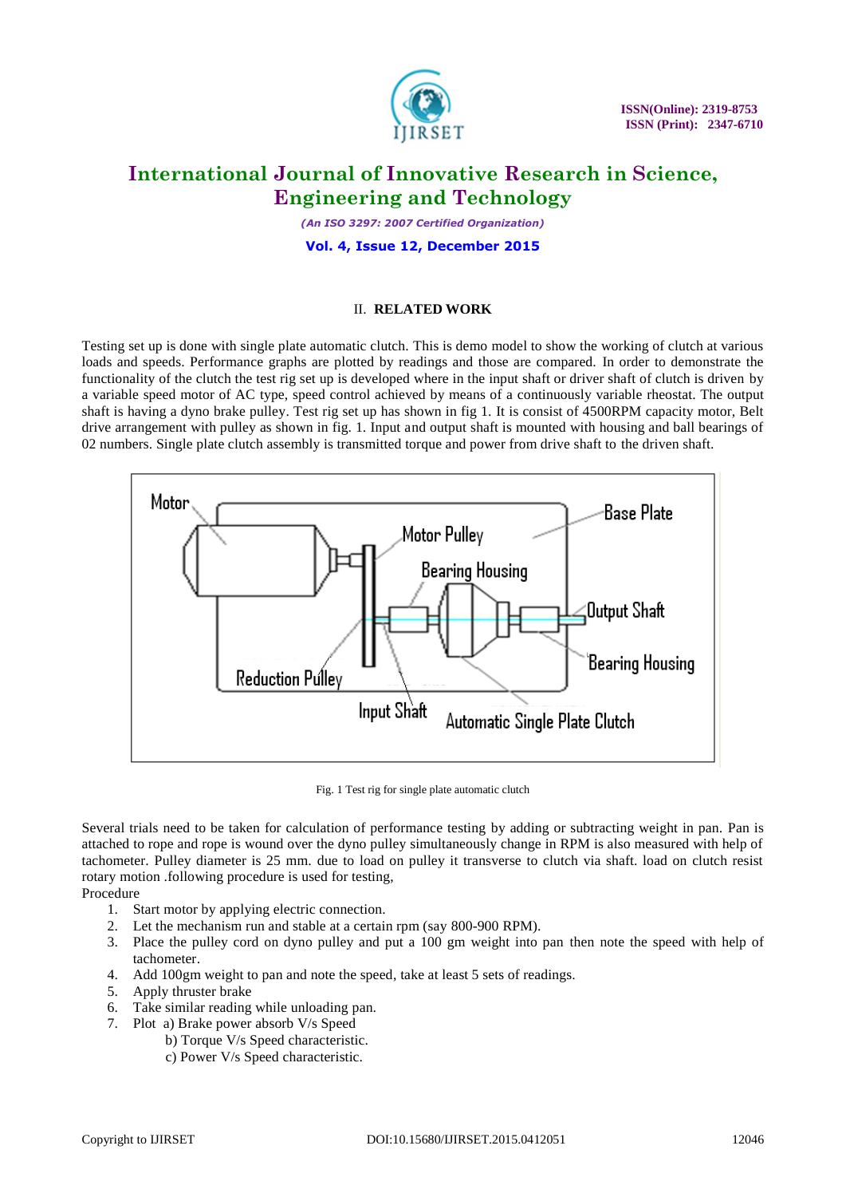## II. RELATED WORK

Testing set up is done with single plate automatic clutch. This is demo model to show the working of clutch at various loads and speeds. Performance graphs are plotted by readings and those are compared. In order to demonstrate the functionality of the clutch the test rig set up is developed where in the input shaft or driver shaft of clutch is driven by a variable speed motor of AC type, speed control achieved by means of a continuously variable rheostat. The output shaft is having a dyno brake pulley. Test rig set up has shown in fig 1. It is consist of 4500RPM capacity motor, Belt drive arrangement with pulley as shown in fig. 1. Input and output shaft is mounted with housing and ball bearings of 02 numbers. Single plate clutch assembly is transmitted torque and power from drive shaft to the driven shaft.

Fig. 1 Test rig for single plate automatic clutch

Several trials need to be taken for calculation of performance testing by adding or subtracting weight in pan. Pan is attached to rope and rope is wound over the dyno pulley simultaneously change in RPM is also measured with help of tachometer. Pulley diameter is 25 mm. due to load on pulley it transverse to clutch via shaft. load on clutch resist rotary motion .following procedure is used for testing,

Procedure

1. Start motor by applying electric connection.
2. Let the mechanism run and stable at a certain rpm (say 800-900 RPM).
3. Place the pulley cord on dyno pulley and put a 100 gm weight into pan then note the speed with help of tachometer.
4. Add 100gm weight to pan and note the speed, take at least 5 sets of readings.
5. Apply thruster brake
6. Take similar reading while unloading pan.
7. Plot a) Brake power absorb V/s Speed
    b) Torque V/s Speed characteristic.
    c) Power V/s Speed characteristic.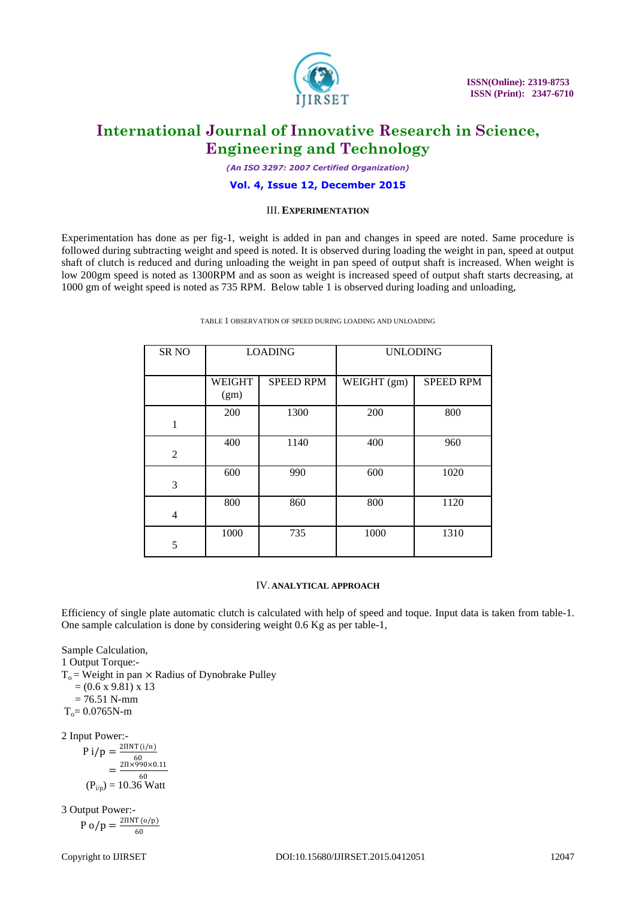### III. EXPERIMENTATION

Experimentation has done as per fig-1, weight is added in pan and changes in speed are noted. Same procedure is followed during subtracting weight and speed is noted. It is observed during loading the weight in pan, speed at output shaft of clutch is reduced and during unloading the weight in pan speed of output shaft is increased. When weight is low 200gm speed is noted as 1300RPM and as soon as weight is increased speed of output shaft starts decreasing, at 1000 gm of weight speed is noted as 735 RPM. Below table 1 is observed during loading and unloading,

TABLE 1 OBSERVATION OF SPEED DURING LOADING AND UNLOADING

| SR NO | LOADING | | UNLODING | |
|---|---|---|---|---|
| | WEIGHT (gm) | SPEED RPM | WEIGHT (gm) | SPEED RPM |
| 1 | 200 | 1300 | 200 | 800 |
| 2 | 400 | 1140 | 400 | 960 |
| 3 | 600 | 990 | 600 | 1020 |
| 4 | 800 | 860 | 800 | 1120 |
| 5 | 1000 | 735 | 1000 | 1310 |

### IV. ANALYTICAL APPROACH

Efficiency of single plate automatic clutch is calculated with help of speed and toque. Input data is taken from table-1. One sample calculation is done by considering weight 0.6 Kg as per table-1,

Sample Calculation,

1 Output Torque:-

$T_o$ = Weight in pan × Radius of Dynobrake Pulley

= (0.6 x 9.81) x 13

= 76.51 N-mm

$T_o$= 0.0765N-m

2 Input Power:-

$$P\ i/p = \frac{2\Pi NT\,(i/n)}{60}$$

$$= \frac{2\Pi \times 990 \times 0.11}{60}$$

$(P_{i/p})$ = 10.36 Watt

3 Output Power:-

$$P\ o/p = \frac{2\Pi NT\,(o/p)}{60}$$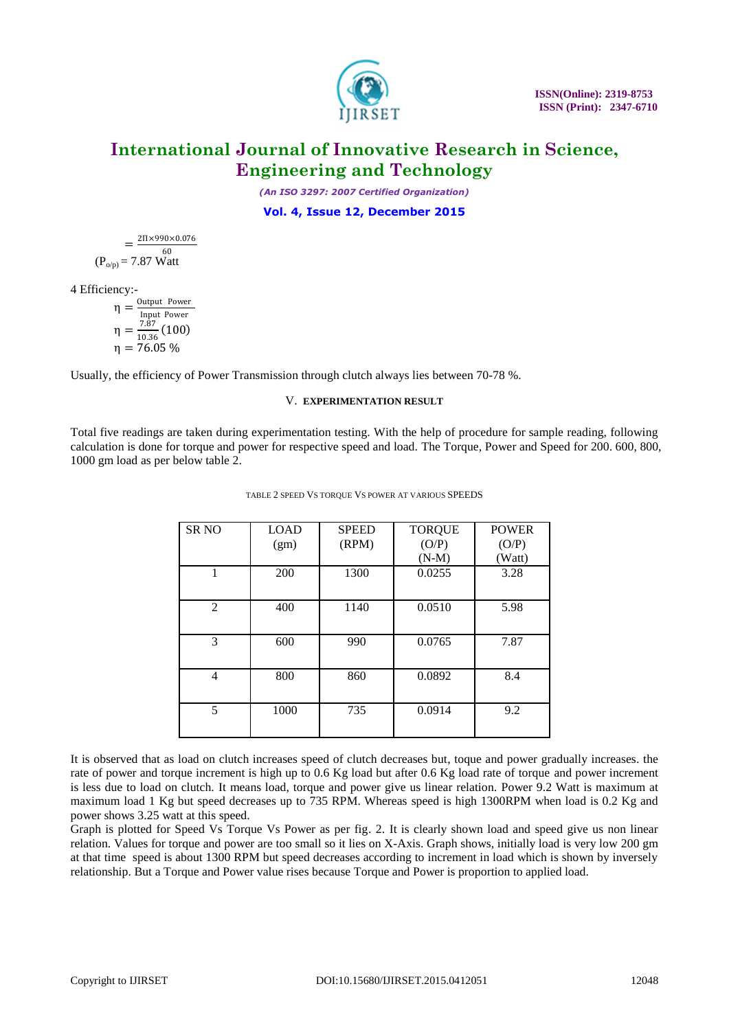$$= \frac{2\Pi \times 990 \times 0.076}{60}$$

$(P_{o/p}) = 7.87$ Watt

4 Efficiency:-

$$\eta = \frac{\text{Output Power}}{\text{Input Power}}$$

$$\eta = \frac{7.87}{10.36}(100)$$

$$\eta = 76.05\ \%$$

Usually, the efficiency of Power Transmission through clutch always lies between 70-78 %.

## V. EXPERIMENTATION RESULT

Total five readings are taken during experimentation testing. With the help of procedure for sample reading, following calculation is done for torque and power for respective speed and load. The Torque, Power and Speed for 200. 600, 800, 1000 gm load as per below table 2.

TABLE 2 SPEED VS TORQUE VS POWER AT VARIOUS SPEEDS

| SR NO | LOAD (gm) | SPEED (RPM) | TORQUE (O/P) (N-M) | POWER (O/P) (Watt) |
|---|---|---|---|---|
| 1 | 200 | 1300 | 0.0255 | 3.28 |
| 2 | 400 | 1140 | 0.0510 | 5.98 |
| 3 | 600 | 990 | 0.0765 | 7.87 |
| 4 | 800 | 860 | 0.0892 | 8.4 |
| 5 | 1000 | 735 | 0.0914 | 9.2 |

It is observed that as load on clutch increases speed of clutch decreases but, toque and power gradually increases. the rate of power and torque increment is high up to 0.6 Kg load but after 0.6 Kg load rate of torque and power increment is less due to load on clutch. It means load, torque and power give us linear relation. Power 9.2 Watt is maximum at maximum load 1 Kg but speed decreases up to 735 RPM. Whereas speed is high 1300RPM when load is 0.2 Kg and power shows 3.25 watt at this speed.

Graph is plotted for Speed Vs Torque Vs Power as per fig. 2. It is clearly shown load and speed give us non linear relation. Values for torque and power are too small so it lies on X-Axis. Graph shows, initially load is very low 200 gm at that time speed is about 1300 RPM but speed decreases according to increment in load which is shown by inversely relationship. But a Torque and Power value rises because Torque and Power is proportion to applied load.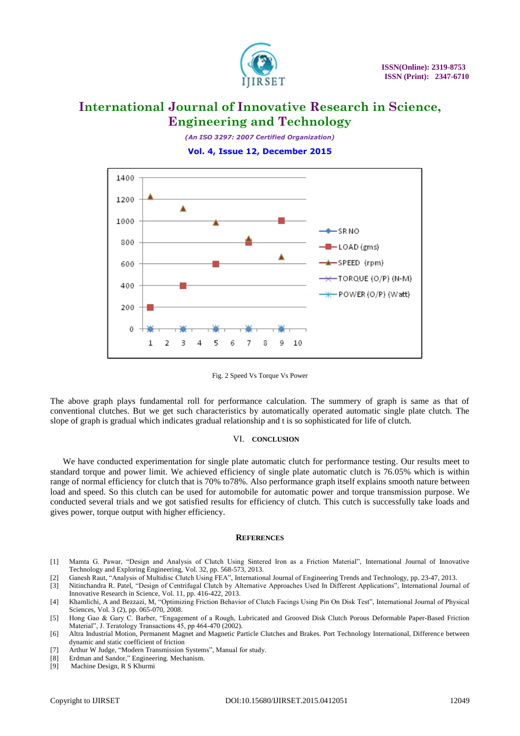1400
1200
1000
800
600
400
200
0
1 2 3 4 5 6 7 8 9 10

SR NO
LOAD (gms)
SPEED (rpm)
TORQUE (O/P) (N-M)
POWER (O/P) (Watt)

Fig. 2 Speed Vs Torque Vs Power

The above graph plays fundamental roll for performance calculation. The summery of graph is same as that of conventional clutches. But we get such characteristics by automatically operated automatic single plate clutch. The slope of graph is gradual which indicates gradual relationship and t is so sophisticated for life of clutch.

## VI. CONCLUSION

We have conducted experimentation for single plate automatic clutch for performance testing. Our results meet to standard torque and power limit. We achieved efficiency of single plate automatic clutch is 76.05% which is within range of normal efficiency for clutch that is 70% to78%. Also performance graph itself explains smooth nature between load and speed. So this clutch can be used for automobile for automatic power and torque transmission purpose. We conducted several trials and we got satisfied results for efficiency of clutch. This cutch is successfully take loads and gives power, torque output with higher efficiency.

## REFERENCES

[1] Mamta G. Pawar, "Design and Analysis of Clutch Using Sintered Iron as a Friction Material", International Journal of Innovative Technology and Exploring Engineering, Vol. 32, pp. 568-573, 2013.

[2] Ganesh Raut, "Analysis of Multidisc Clutch Using FEA", International Journal of Engineering Trends and Technology, pp. 23-47, 2013.

[3] Nitinchandra R. Patel, "Design of Centrifugal Clutch by Alternative Approaches Used In Different Applications", International Journal of Innovative Research in Science, Vol. 11, pp. 416-422, 2013.

[4] Khamlichi, A and Bezzazi, M, "Optimizing Friction Behavior of Clutch Facings Using Pin On Disk Test", International Journal of Physical Sciences, Vol. 3 (2), pp. 065-070, 2008.

[5] Hong Gao & Gary C. Barber, "Engagement of a Rough, Lubricated and Grooved Disk Clutch Porous Deformable Paper-Based Friction Material", J. Teratology Transactions 45, pp 464-470 (2002).

[6] Altra Industrial Motion, Permanent Magnet and Magnetic Particle Clutches and Brakes. Port Technology International, Difference between dynamic and static coefficient of friction

[7] Arthur W Judge, "Modern Transmission Systems", Manual for study.

[8] Erdman and Sandor," Engineering. Mechanism.

[9] Machine Design, R S Khurmi